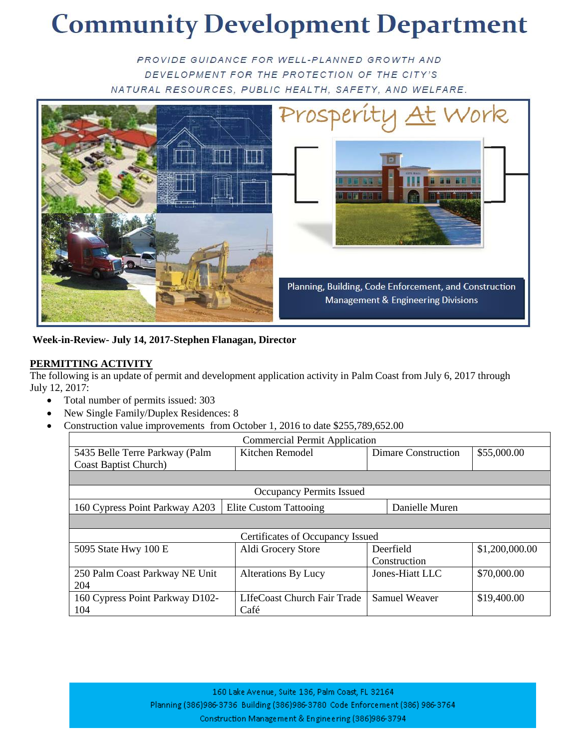# Community Development Department

*PROVIDE GUIDANCE FOR WELL-PLANNED GROWTH AND DEVELOPMENT FOR THE PROTECTION OF THE CITY'S NATURAL RESOURCES, PUBLIC HEALTH, SAFETY, AND WELFARE.*

Prosperity At Work

Planning, Building, Code Enforcement, and Construction Management & Engineering Divisions

**Week-in-Review- July 14, 2017-Stephen Flanagan, Director**

## PERMITTING ACTIVITY

The following is an update of permit and development application activity in Palm Coast from July 6, 2017 through July 12, 2017:

- Total number of permits issued: 303
- New Single Family/Duplex Residences: 8
- Construction value improvements from October 1, 2016 to date $255,789,652.00

| Commercial Permit Application | | | |
|---|---|---|---|
| 5435 Belle Terre Parkway (Palm Coast Baptist Church) | Kitchen Remodel | Dimare Construction | $55,000.00 |
| | | | |
| **Occupancy Permits Issued** | | | |
| 160 Cypress Point Parkway A203 | Elite Custom Tattooing | Danielle Muren | |
| | | | |
| **Certificates of Occupancy Issued** | | | |
| 5095 State Hwy 100 E | Aldi Grocery Store | Deerfield Construction | $1,200,000.00 |
| 250 Palm Coast Parkway NE Unit 204 | Alterations By Lucy | Jones-Hiatt LLC | $70,000.00 |
| 160 Cypress Point Parkway D102-104 | LIfeCoast Church Fair Trade Café | Samuel Weaver | $19,400.00 |

160 Lake Avenue, Suite 136, Palm Coast, FL 32164
Planning (386)986-3736 Building (386)986-3780 Code Enforcement (386) 986-3764
Construction Management & Engineering (386)986-3794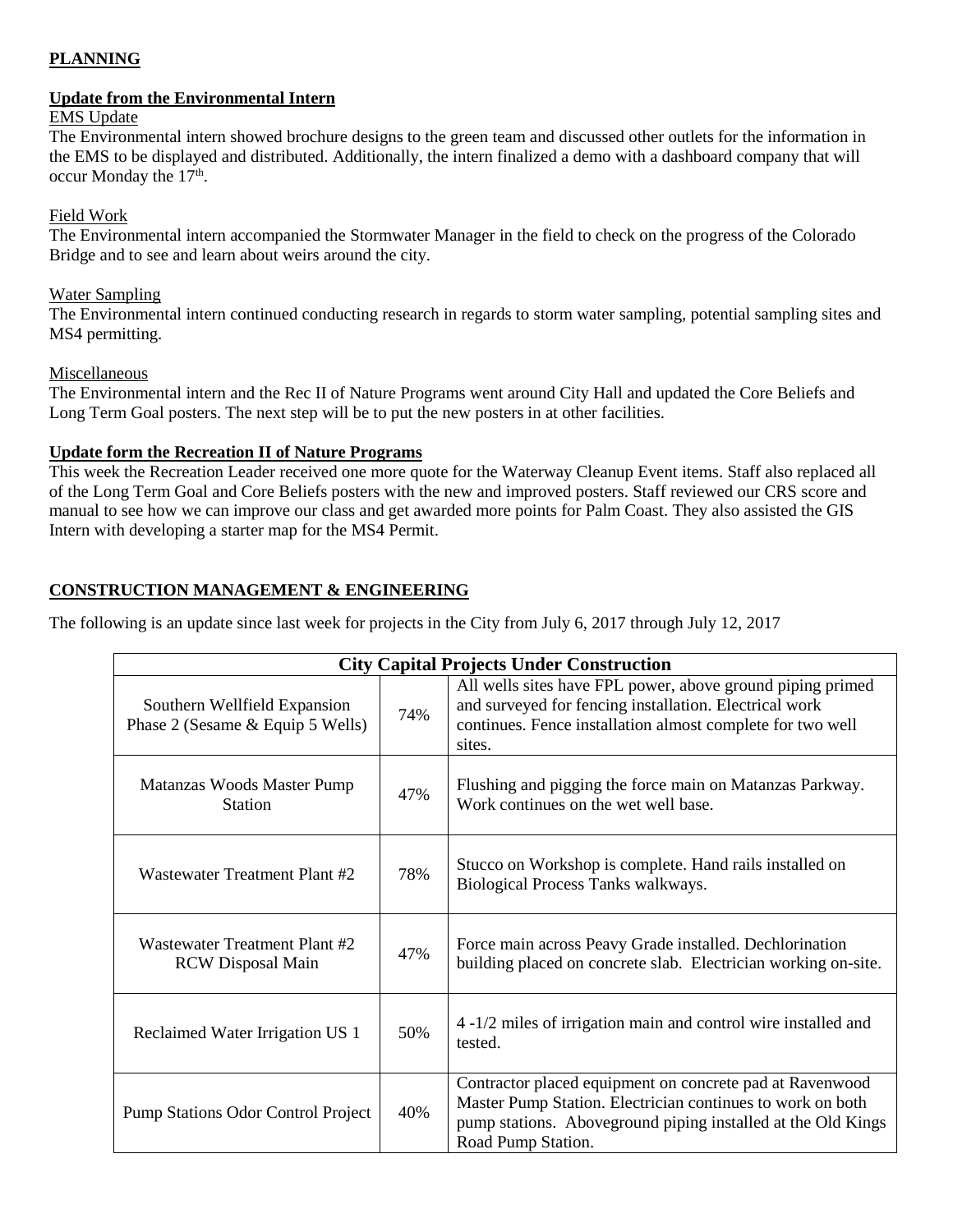**PLANNING**

**Update from the Environmental Intern**

EMS Update

The Environmental intern showed brochure designs to the green team and discussed other outlets for the information in the EMS to be displayed and distributed. Additionally, the intern finalized a demo with a dashboard company that will occur Monday the 17th.

Field Work

The Environmental intern accompanied the Stormwater Manager in the field to check on the progress of the Colorado Bridge and to see and learn about weirs around the city.

Water Sampling

The Environmental intern continued conducting research in regards to storm water sampling, potential sampling sites and MS4 permitting.

Miscellaneous

The Environmental intern and the Rec II of Nature Programs went around City Hall and updated the Core Beliefs and Long Term Goal posters. The next step will be to put the new posters in at other facilities.

**Update form the Recreation II of Nature Programs**

This week the Recreation Leader received one more quote for the Waterway Cleanup Event items. Staff also replaced all of the Long Term Goal and Core Beliefs posters with the new and improved posters. Staff reviewed our CRS score and manual to see how we can improve our class and get awarded more points for Palm Coast. They also assisted the GIS Intern with developing a starter map for the MS4 Permit.

**CONSTRUCTION MANAGEMENT & ENGINEERING**

The following is an update since last week for projects in the City from July 6, 2017 through July 12, 2017

| City Capital Projects Under Construction | | |
|---|---|---|
| Southern Wellfield Expansion Phase 2 (Sesame & Equip 5 Wells) | 74% | All wells sites have FPL power, above ground piping primed and surveyed for fencing installation. Electrical work continues. Fence installation almost complete for two well sites. |
| Matanzas Woods Master Pump Station | 47% | Flushing and pigging the force main on Matanzas Parkway. Work continues on the wet well base. |
| Wastewater Treatment Plant #2 | 78% | Stucco on Workshop is complete. Hand rails installed on Biological Process Tanks walkways. |
| Wastewater Treatment Plant #2 RCW Disposal Main | 47% | Force main across Peavy Grade installed. Dechlorination building placed on concrete slab. Electrician working on-site. |
| Reclaimed Water Irrigation US 1 | 50% | 4 -1/2 miles of irrigation main and control wire installed and tested. |
| Pump Stations Odor Control Project | 40% | Contractor placed equipment on concrete pad at Ravenwood Master Pump Station. Electrician continues to work on both pump stations. Aboveground piping installed at the Old Kings Road Pump Station. |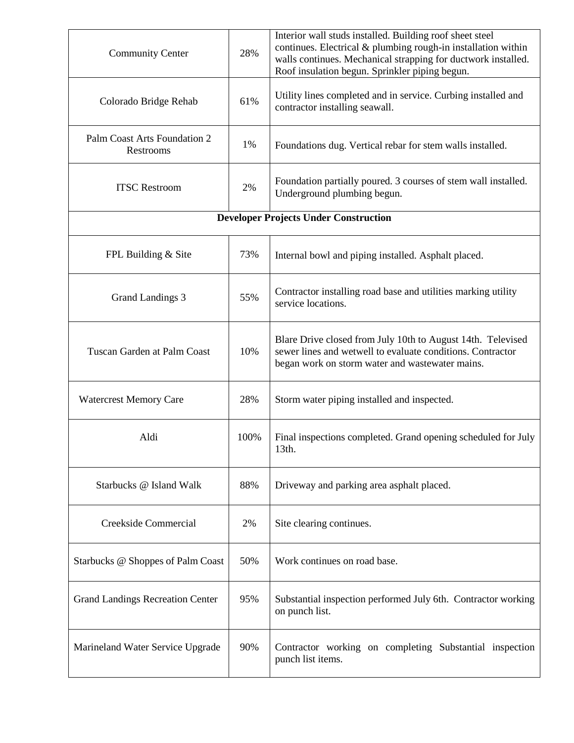| | | |
|---|---|---|
| Community Center | 28% | Interior wall studs installed. Building roof sheet steel continues. Electrical & plumbing rough-in installation within walls continues. Mechanical strapping for ductwork installed. Roof insulation begun. Sprinkler piping begun. |
| Colorado Bridge Rehab | 61% | Utility lines completed and in service. Curbing installed and contractor installing seawall. |
| Palm Coast Arts Foundation 2 Restrooms | 1% | Foundations dug. Vertical rebar for stem walls installed. |
| ITSC Restroom | 2% | Foundation partially poured. 3 courses of stem wall installed. Underground plumbing begun. |
| **Developer Projects Under Construction** | | |
| FPL Building & Site | 73% | Internal bowl and piping installed. Asphalt placed. |
| Grand Landings 3 | 55% | Contractor installing road base and utilities marking utility service locations. |
| Tuscan Garden at Palm Coast | 10% | Blare Drive closed from July 10th to August 14th. Televised sewer lines and wetwell to evaluate conditions. Contractor began work on storm water and wastewater mains. |
| Watercrest Memory Care | 28% | Storm water piping installed and inspected. |
| Aldi | 100% | Final inspections completed. Grand opening scheduled for July 13th. |
| Starbucks @ Island Walk | 88% | Driveway and parking area asphalt placed. |
| Creekside Commercial | 2% | Site clearing continues. |
| Starbucks @ Shoppes of Palm Coast | 50% | Work continues on road base. |
| Grand Landings Recreation Center | 95% | Substantial inspection performed July 6th. Contractor working on punch list. |
| Marineland Water Service Upgrade | 90% | Contractor working on completing Substantial inspection punch list items. |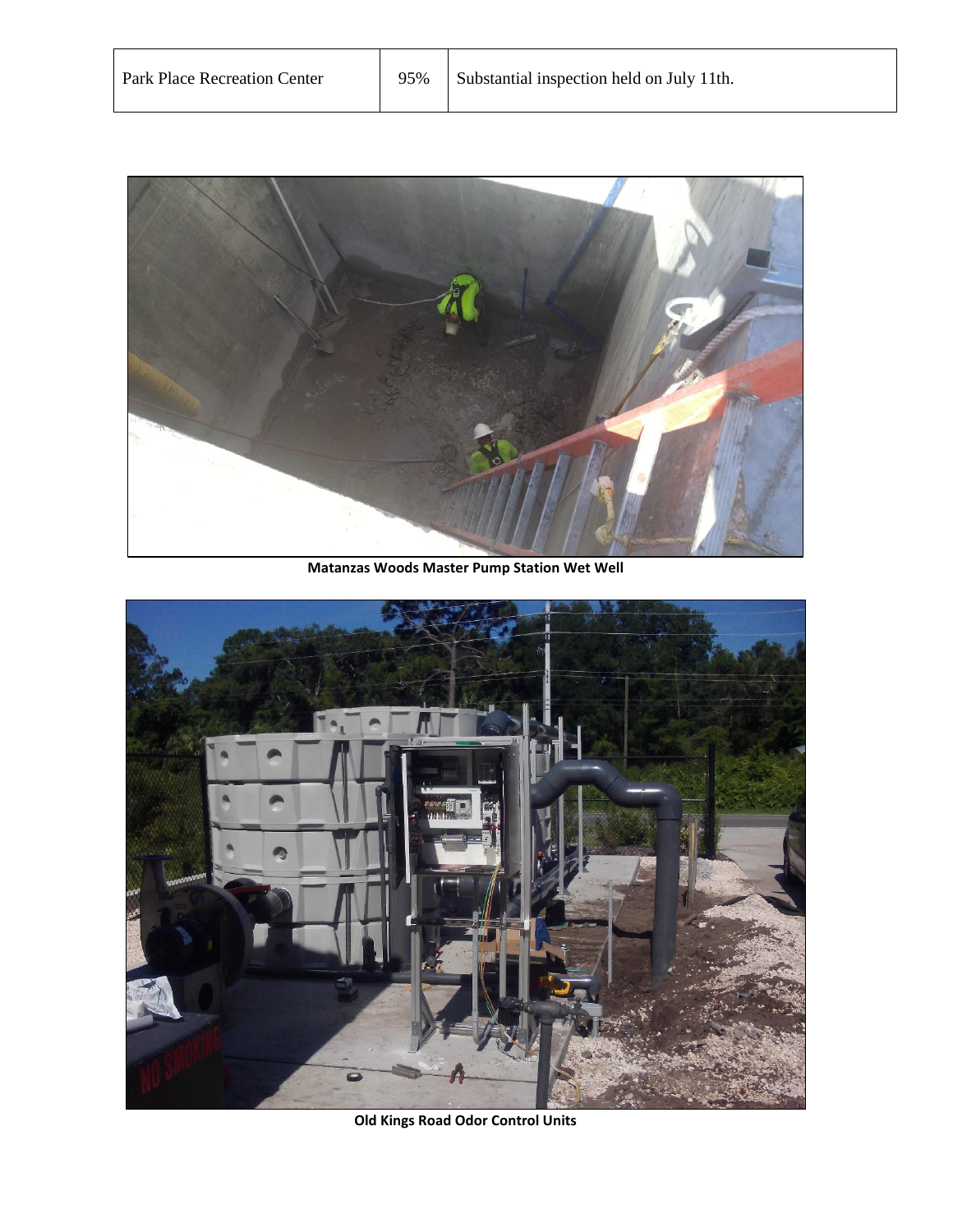| | | |
|---|---|---|
| Park Place Recreation Center | 95% | Substantial inspection held on July 11th. |

**Matanzas Woods Master Pump Station Wet Well**

**Old Kings Road Odor Control Units**